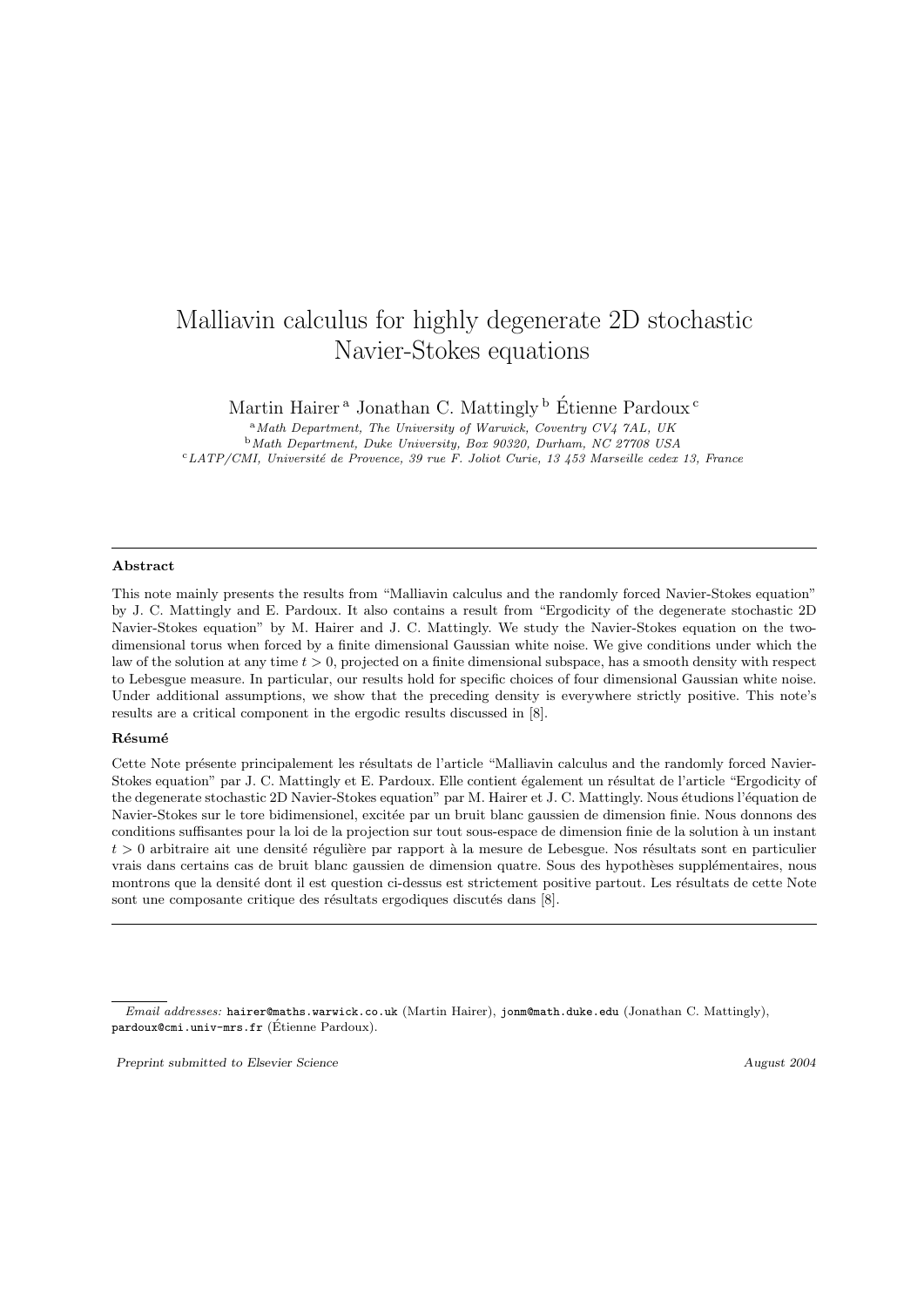# Malliavin calculus for highly degenerate 2D stochastic Navier-Stokes equations

Martin Hairer [a] Jonathan C. Mattingly [b] Étienne Pardoux [c]

[a] *Math Department, The University of Warwick, Coventry CV4 7AL, UK*

[b] *Math Department, Duke University, Box 90320, Durham, NC 27708 USA*

[c] *LATP/CMI, Université de Provence, 39 rue F. Joliot Curie, 13 453 Marseille cedex 13, France*

---

**Abstract**

This note mainly presents the results from "Malliavin calculus and the randomly forced Navier-Stokes equation" by J. C. Mattingly and E. Pardoux. It also contains a result from "Ergodicity of the degenerate stochastic 2D Navier-Stokes equation" by M. Hairer and J. C. Mattingly. We study the Navier-Stokes equation on the two-dimensional torus when forced by a finite dimensional Gaussian white noise. We give conditions under which the law of the solution at any time $t > 0$, projected on a finite dimensional subspace, has a smooth density with respect to Lebesgue measure. In particular, our results hold for specific choices of four dimensional Gaussian white noise. Under additional assumptions, we show that the preceding density is everywhere strictly positive. This note's results are a critical component in the ergodic results discussed in [8].

**Résumé**

Cette Note présente principalement les résultats de l'article "Malliavin calculus and the randomly forced Navier-Stokes equation" par J. C. Mattingly et E. Pardoux. Elle contient également un résultat de l'article "Ergodicity of the degenerate stochastic 2D Navier-Stokes equation" par M. Hairer et J. C. Mattingly. Nous étudions l'équation de Navier-Stokes sur le tore bidimensionel, excitée par un bruit blanc gaussien de dimension finie. Nous donnons des conditions suffisantes pour la loi de la projection sur tout sous-espace de dimension finie de la solution à un instant $t > 0$ arbitraire ait une densité régulière par rapport à la mesure de Lebesgue. Nos résultats sont en particulier vrais dans certains cas de bruit blanc gaussien de dimension quatre. Sous des hypothèses supplémentaires, nous montrons que la densité dont il est question ci-dessus est strictement positive partout. Les résultats de cette Note sont une composante critique des résultats ergodiques discutés dans [8].

---

*Email addresses:* hairer@maths.warwick.co.uk (Martin Hairer), jonm@math.duke.edu (Jonathan C. Mattingly), pardoux@cmi.univ-mrs.fr (Étienne Pardoux).

*Preprint submitted to Elsevier Science* *August 2004*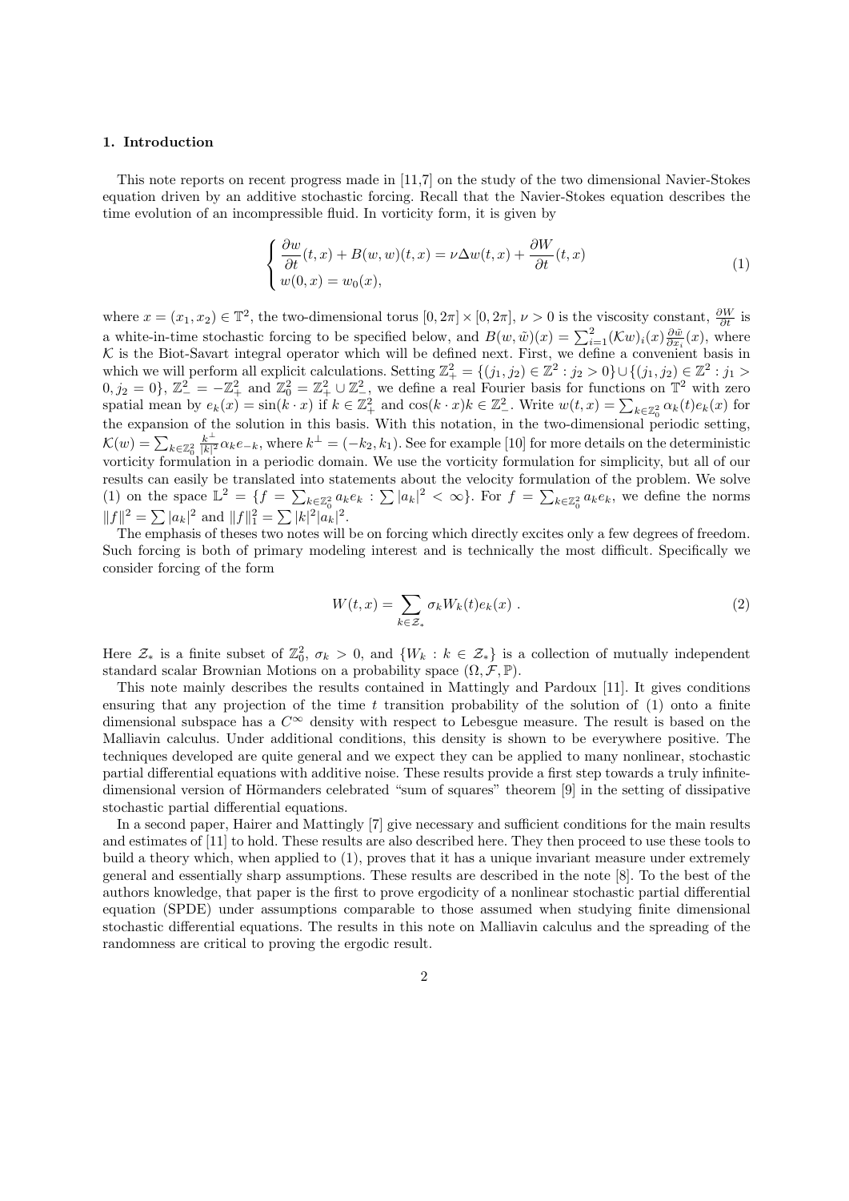### 1. Introduction

This note reports on recent progress made in [11,7] on the study of the two dimensional Navier-Stokes equation driven by an additive stochastic forcing. Recall that the Navier-Stokes equation describes the time evolution of an incompressible fluid. In vorticity form, it is given by

$$
\begin{cases}
\dfrac{\partial w}{\partial t}(t,x) + B(w,w)(t,x) = \nu \Delta w(t,x) + \dfrac{\partial W}{\partial t}(t,x) \\
w(0,x) = w_0(x),
\end{cases}
\tag{1}
$$

where $x = (x_1, x_2) \in \mathbb{T}^2$, the two-dimensional torus $[0, 2\pi] \times [0, 2\pi]$, $\nu > 0$ is the viscosity constant, $\frac{\partial W}{\partial t}$ is a white-in-time stochastic forcing to be specified below, and $B(w, \tilde{w})(x) = \sum_{i=1}^{2} (\mathcal{K}w)_i(x) \frac{\partial \tilde{w}}{\partial x_i}(x)$, where $\mathcal{K}$ is the Biot-Savart integral operator which will be defined next. First, we define a convenient basis in which we will perform all explicit calculations. Setting $\mathbb{Z}^2_+ = \{(j_1, j_2) \in \mathbb{Z}^2 : j_2 > 0\} \cup \{(j_1, j_2) \in \mathbb{Z}^2 : j_1 > 0, j_2 = 0\}$, $\mathbb{Z}^2_- = -\mathbb{Z}^2_+$ and $\mathbb{Z}^2_0 = \mathbb{Z}^2_+ \cup \mathbb{Z}^2_-$, we define a real Fourier basis for functions on $\mathbb{T}^2$ with zero spatial mean by $e_k(x) = \sin(k \cdot x)$ if $k \in \mathbb{Z}^2_+$ and $\cos(k \cdot x) k \in \mathbb{Z}^2_-$. Write $w(t,x) = \sum_{k \in \mathbb{Z}^2_0} \alpha_k(t) e_k(x)$ for the expansion of the solution in this basis. With this notation, in the two-dimensional periodic setting, $\mathcal{K}(w) = \sum_{k \in \mathbb{Z}^2_0} \frac{k^\perp}{|k|^2} \alpha_k e_{-k}$, where $k^\perp = (-k_2, k_1)$. See for example [10] for more details on the deterministic vorticity formulation in a periodic domain. We use the vorticity formulation for simplicity, but all of our results can easily be translated into statements about the velocity formulation of the problem. We solve (1) on the space $\mathbb{L}^2 = \{f = \sum_{k \in \mathbb{Z}^2_0} a_k e_k : \sum |a_k|^2 < \infty\}$. For $f = \sum_{k \in \mathbb{Z}^2_0} a_k e_k$, we define the norms $\|f\|^2 = \sum |a_k|^2$ and $\|f\|_1^2 = \sum |k|^2 |a_k|^2$.

The emphasis of theses two notes will be on forcing which directly excites only a few degrees of freedom. Such forcing is both of primary modeling interest and is technically the most difficult. Specifically we consider forcing of the form

$$
W(t,x) = \sum_{k \in \mathcal{Z}_*} \sigma_k W_k(t) e_k(x) \; . \tag{2}
$$

Here $\mathcal{Z}_*$ is a finite subset of $\mathbb{Z}^2_0$, $\sigma_k > 0$, and $\{W_k : k \in \mathcal{Z}_*\}$ is a collection of mutually independent standard scalar Brownian Motions on a probability space $(\Omega, \mathcal{F}, \mathbb{P})$.

This note mainly describes the results contained in Mattingly and Pardoux [11]. It gives conditions ensuring that any projection of the time $t$ transition probability of the solution of (1) onto a finite dimensional subspace has a $C^\infty$ density with respect to Lebesgue measure. The result is based on the Malliavin calculus. Under additional conditions, this density is shown to be everywhere positive. The techniques developed are quite general and we expect they can be applied to many nonlinear, stochastic partial differential equations with additive noise. These results provide a first step towards a truly infinite-dimensional version of Hörmanders celebrated "sum of squares" theorem [9] in the setting of dissipative stochastic partial differential equations.

In a second paper, Hairer and Mattingly [7] give necessary and sufficient conditions for the main results and estimates of [11] to hold. These results are also described here. They then proceed to use these tools to build a theory which, when applied to (1), proves that it has a unique invariant measure under extremely general and essentially sharp assumptions. These results are described in the note [8]. To the best of the authors knowledge, that paper is the first to prove ergodicity of a nonlinear stochastic partial differential equation (SPDE) under assumptions comparable to those assumed when studying finite dimensional stochastic differential equations. The results in this note on Malliavin calculus and the spreading of the randomness are critical to proving the ergodic result.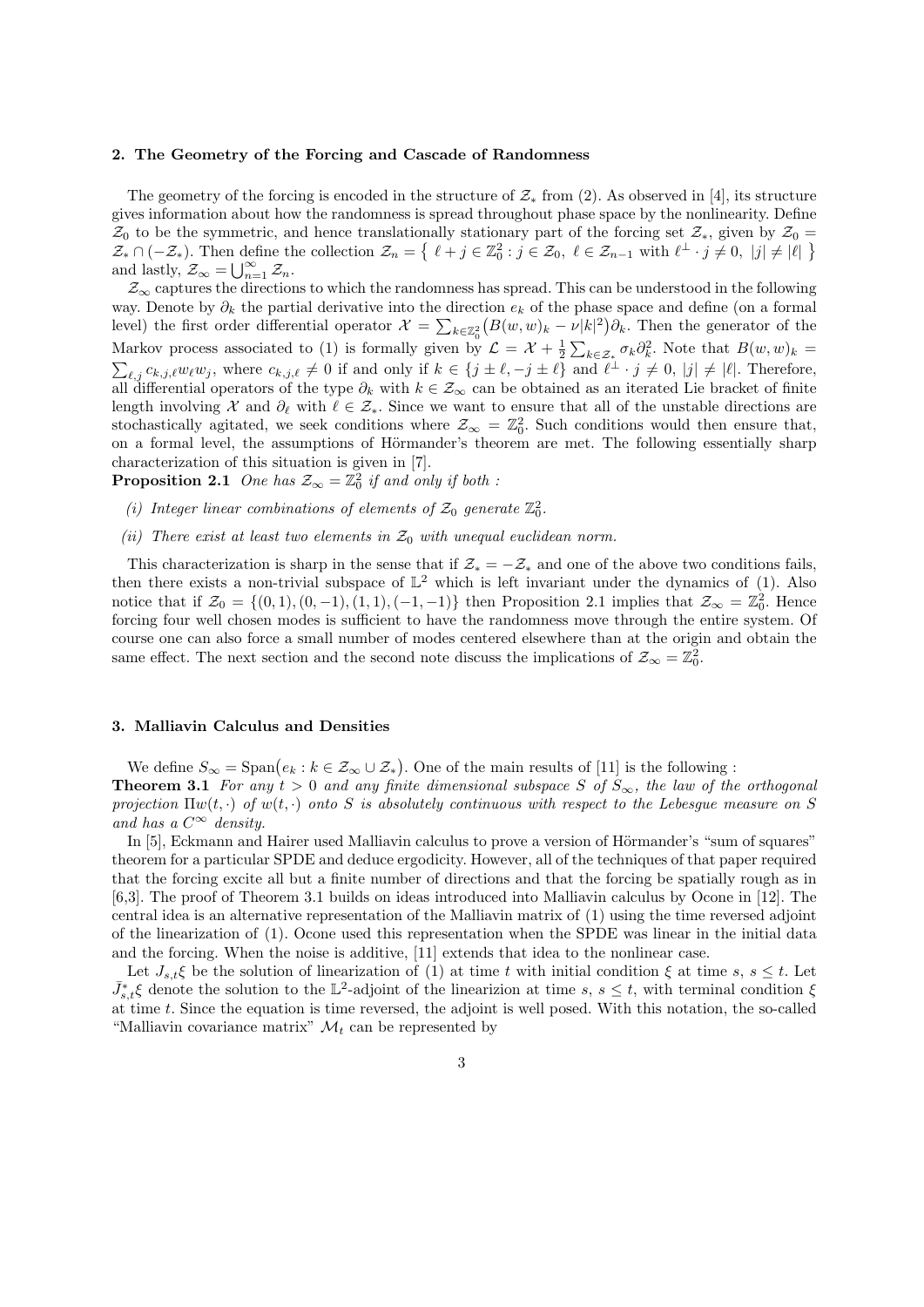## 2. The Geometry of the Forcing and Cascade of Randomness

The geometry of the forcing is encoded in the structure of $\mathcal{Z}_*$ from (2). As observed in [4], its structure gives information about how the randomness is spread throughout phase space by the nonlinearity. Define $\mathcal{Z}_0$ to be the symmetric, and hence translationally stationary part of the forcing set $\mathcal{Z}_*$, given by $\mathcal{Z}_0 = \mathcal{Z}_* \cap (-\mathcal{Z}_*)$. Then define the collection $\mathcal{Z}_n = \left\{ \ \ell + j \in \mathbb{Z}_0^2 : j \in \mathcal{Z}_0, \ \ell \in \mathcal{Z}_{n-1} \text{ with } \ell^\perp \cdot j \neq 0, \ |j| \neq |\ell| \ \right\}$ and lastly, $\mathcal{Z}_\infty = \bigcup_{n=1}^\infty \mathcal{Z}_n$.

$\mathcal{Z}_\infty$ captures the directions to which the randomness has spread. This can be understood in the following way. Denote by $\partial_k$ the partial derivative into the direction $e_k$ of the phase space and define (on a formal level) the first order differential operator $\mathcal{X} = \sum_{k \in \mathbb{Z}_0^2} \big(B(w,w)_k - \nu|k|^2\big)\partial_k$. Then the generator of the Markov process associated to (1) is formally given by $\mathcal{L} = \mathcal{X} + \frac{1}{2}\sum_{k \in \mathcal{Z}_*} \sigma_k \partial_k^2$. Note that $B(w,w)_k = \sum_{\ell,j} c_{k,j,\ell} w_\ell w_j$, where $c_{k,j,\ell} \neq 0$ if and only if $k \in \{j \pm \ell, -j \pm \ell\}$ and $\ell^\perp \cdot j \neq 0$, $|j| \neq |\ell|$. Therefore, all differential operators of the type $\partial_k$ with $k \in \mathcal{Z}_\infty$ can be obtained as an iterated Lie bracket of finite length involving $\mathcal{X}$ and $\partial_\ell$ with $\ell \in \mathcal{Z}_*$. Since we want to ensure that all of the unstable directions are stochastically agitated, we seek conditions where $\mathcal{Z}_\infty = \mathbb{Z}_0^2$. Such conditions would then ensure that, on a formal level, the assumptions of Hörmander's theorem are met. The following essentially sharp characterization of this situation is given in [7].

**Proposition 2.1** *One has $\mathcal{Z}_\infty = \mathbb{Z}_0^2$ if and only if both :*

- *(i) Integer linear combinations of elements of $\mathcal{Z}_0$ generate $\mathbb{Z}_0^2$.*
- *(ii) There exist at least two elements in $\mathcal{Z}_0$ with unequal euclidean norm.*

This characterization is sharp in the sense that if $\mathcal{Z}_* = -\mathcal{Z}_*$ and one of the above two conditions fails, then there exists a non-trivial subspace of $\mathbb{L}^2$ which is left invariant under the dynamics of (1). Also notice that if $\mathcal{Z}_0 = \{(0,1),(0,-1),(1,1),(-1,-1)\}$ then Proposition 2.1 implies that $\mathcal{Z}_\infty = \mathbb{Z}_0^2$. Hence forcing four well chosen modes is sufficient to have the randomness move through the entire system. Of course one can also force a small number of modes centered elsewhere than at the origin and obtain the same effect. The next section and the second note discuss the implications of $\mathcal{Z}_\infty = \mathbb{Z}_0^2$.

## 3. Malliavin Calculus and Densities

We define $S_\infty = \mathrm{Span}\big(e_k : k \in \mathcal{Z}_\infty \cup \mathcal{Z}_*\big)$. One of the main results of [11] is the following :

**Theorem 3.1** *For any $t > 0$ and any finite dimensional subspace $S$ of $S_\infty$, the law of the orthogonal projection $\Pi w(t,\cdot)$ of $w(t,\cdot)$ onto $S$ is absolutely continuous with respect to the Lebesgue measure on $S$ and has a $C^\infty$ density.*

In [5], Eckmann and Hairer used Malliavin calculus to prove a version of Hörmander's "sum of squares" theorem for a particular SPDE and deduce ergodicity. However, all of the techniques of that paper required that the forcing excite all but a finite number of directions and that the forcing be spatially rough as in [6,3]. The proof of Theorem 3.1 builds on ideas introduced into Malliavin calculus by Ocone in [12]. The central idea is an alternative representation of the Malliavin matrix of (1) using the time reversed adjoint of the linearization of (1). Ocone used this representation when the SPDE was linear in the initial data and the forcing. When the noise is additive, [11] extends that idea to the nonlinear case.

Let $J_{s,t}\xi$ be the solution of linearization of (1) at time $t$ with initial condition $\xi$ at time $s$, $s \leq t$. Let $\bar{J}_{s,t}^*\xi$ denote the solution to the $\mathbb{L}^2$-adjoint of the linearizion at time $s$, $s \leq t$, with terminal condition $\xi$ at time $t$. Since the equation is time reversed, the adjoint is well posed. With this notation, the so-called "Malliavin covariance matrix" $\mathcal{M}_t$ can be represented by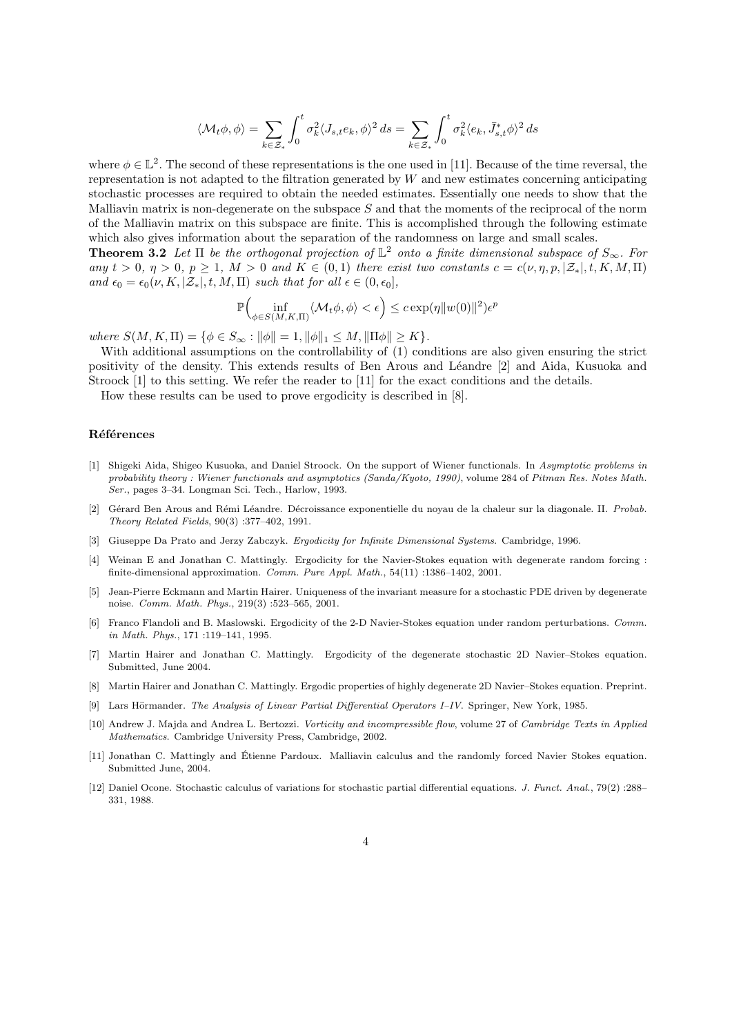$$\langle \mathcal{M}_t \phi, \phi \rangle = \sum_{k \in \mathcal{Z}_*} \int_0^t \sigma_k^2 \langle J_{s,t} e_k, \phi \rangle^2 \, ds = \sum_{k \in \mathcal{Z}_*} \int_0^t \sigma_k^2 \langle e_k, \bar{J}_{s,t}^* \phi \rangle^2 \, ds$$

where $\phi \in \mathbb{L}^2$. The second of these representations is the one used in [11]. Because of the time reversal, the representation is not adapted to the filtration generated by $W$ and new estimates concerning anticipating stochastic processes are required to obtain the needed estimates. Essentially one needs to show that the Malliavin matrix is non-degenerate on the subspace $S$ and that the moments of the reciprocal of the norm of the Malliavin matrix on this subspace are finite. This is accomplished through the following estimate which also gives information about the separation of the randomness on large and small scales.

**Theorem 3.2** *Let $\Pi$ be the orthogonal projection of $\mathbb{L}^2$ onto a finite dimensional subspace of $S_\infty$. For any $t > 0$, $\eta > 0$, $p \geq 1$, $M > 0$ and $K \in (0,1)$ there exist two constants $c = c(\nu, \eta, p, |\mathcal{Z}_*|, t, K, M, \Pi)$ and $\epsilon_0 = \epsilon_0(\nu, K, |\mathcal{Z}_*|, t, M, \Pi)$ such that for all $\epsilon \in (0, \epsilon_0]$,*

$$\mathbb{P}\Big( \inf_{\phi \in S(M,K,\Pi)} \langle \mathcal{M}_t \phi, \phi \rangle < \epsilon \Big) \leq c \exp(\eta \|w(0)\|^2) \epsilon^p$$

*where $S(M, K, \Pi) = \{\phi \in S_\infty : \|\phi\| = 1, \|\phi\|_1 \leq M, \|\Pi \phi\| \geq K\}$.*

With additional assumptions on the controllability of (1) conditions are also given ensuring the strict positivity of the density. This extends results of Ben Arous and Léandre [2] and Aida, Kusuoka and Stroock [1] to this setting. We refer the reader to [11] for the exact conditions and the details.

How these results can be used to prove ergodicity is described in [8].

## Références

[1] Shigeki Aida, Shigeo Kusuoka, and Daniel Stroock. On the support of Wiener functionals. In *Asymptotic problems in probability theory : Wiener functionals and asymptotics (Sanda/Kyoto, 1990)*, volume 284 of *Pitman Res. Notes Math. Ser.*, pages 3–34. Longman Sci. Tech., Harlow, 1993.

[2] Gérard Ben Arous and Rémi Léandre. Décroissance exponentielle du noyau de la chaleur sur la diagonale. II. *Probab. Theory Related Fields*, 90(3) :377–402, 1991.

[3] Giuseppe Da Prato and Jerzy Zabczyk. *Ergodicity for Infinite Dimensional Systems.* Cambridge, 1996.

[4] Weinan E and Jonathan C. Mattingly. Ergodicity for the Navier-Stokes equation with degenerate random forcing : finite-dimensional approximation. *Comm. Pure Appl. Math.*, 54(11) :1386–1402, 2001.

[5] Jean-Pierre Eckmann and Martin Hairer. Uniqueness of the invariant measure for a stochastic PDE driven by degenerate noise. *Comm. Math. Phys.*, 219(3) :523–565, 2001.

[6] Franco Flandoli and B. Maslowski. Ergodicity of the 2-D Navier-Stokes equation under random perturbations. *Comm. in Math. Phys.*, 171 :119–141, 1995.

[7] Martin Hairer and Jonathan C. Mattingly. Ergodicity of the degenerate stochastic 2D Navier–Stokes equation. Submitted, June 2004.

[8] Martin Hairer and Jonathan C. Mattingly. Ergodic properties of highly degenerate 2D Navier–Stokes equation. Preprint.

[9] Lars Hörmander. *The Analysis of Linear Partial Differential Operators I–IV.* Springer, New York, 1985.

[10] Andrew J. Majda and Andrea L. Bertozzi. *Vorticity and incompressible flow*, volume 27 of *Cambridge Texts in Applied Mathematics*. Cambridge University Press, Cambridge, 2002.

[11] Jonathan C. Mattingly and Étienne Pardoux. Malliavin calculus and the randomly forced Navier Stokes equation. Submitted June, 2004.

[12] Daniel Ocone. Stochastic calculus of variations for stochastic partial differential equations. *J. Funct. Anal.*, 79(2) :288–331, 1988.